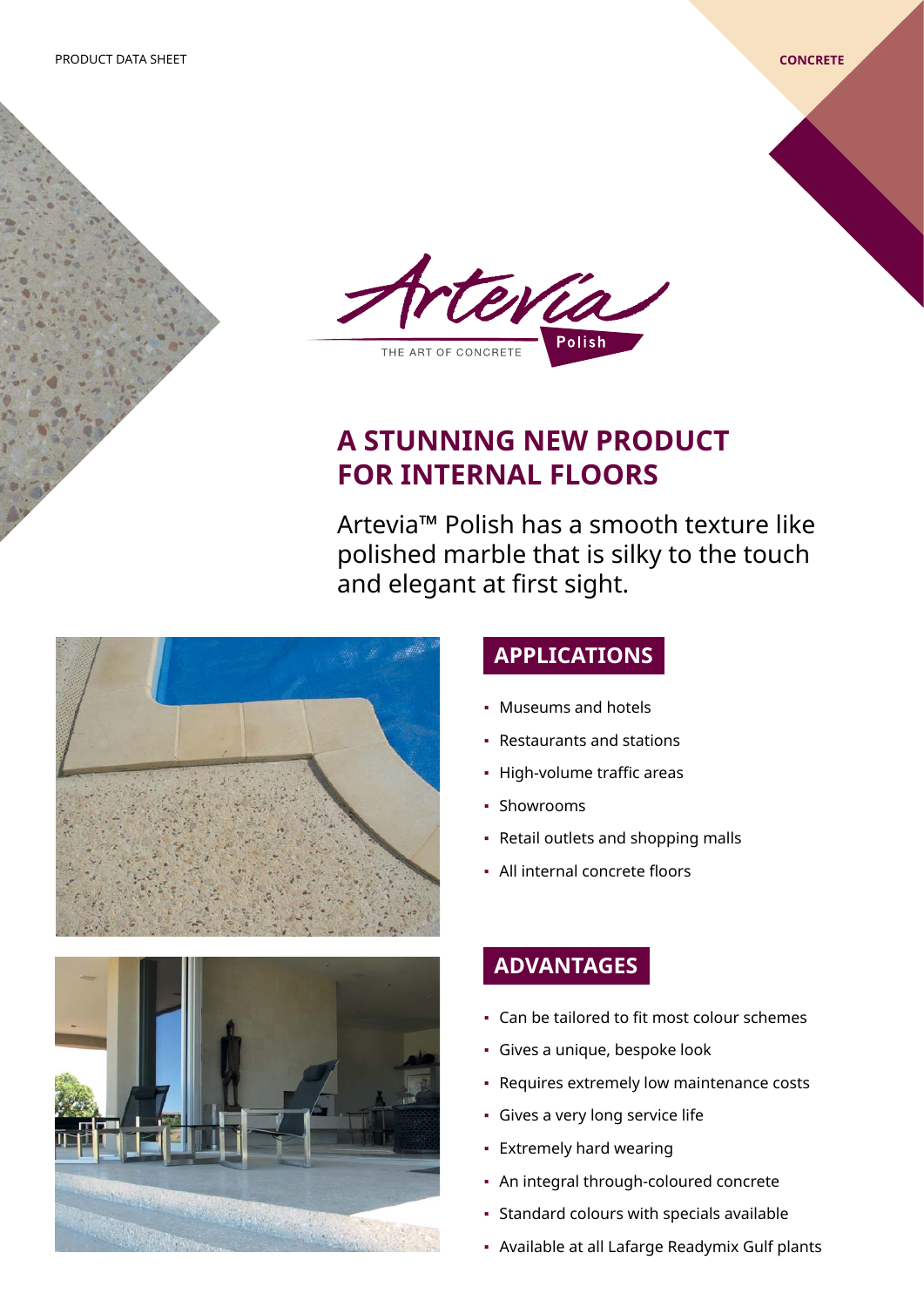PRODUCT DATA SHEET

CONCRETE

Artevia Polish

THE ART OF CONCRETE

# A STUNNING NEW PRODUCT FOR INTERNAL FLOORS

Artevia™ Polish has a smooth texture like polished marble that is silky to the touch and elegant at first sight.

## APPLICATIONS

- Museums and hotels
- Restaurants and stations
- High-volume traffic areas
- Showrooms
- Retail outlets and shopping malls
- All internal concrete floors

## ADVANTAGES

- Can be tailored to fit most colour schemes
- Gives a unique, bespoke look
- Requires extremely low maintenance costs
- Gives a very long service life
- Extremely hard wearing
- An integral through-coloured concrete
- Standard colours with specials available
- Available at all Lafarge Readymix Gulf plants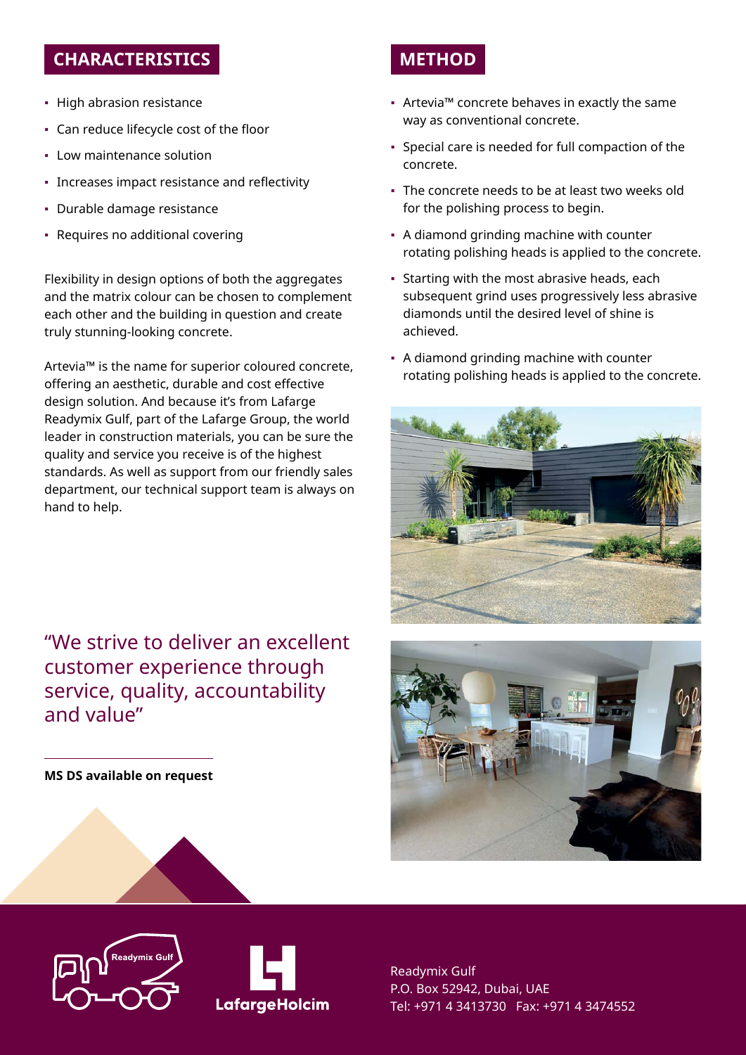## CHARACTERISTICS

- High abrasion resistance
- Can reduce lifecycle cost of the floor
- Low maintenance solution
- Increases impact resistance and reflectivity
- Durable damage resistance
- Requires no additional covering

Flexibility in design options of both the aggregates and the matrix colour can be chosen to complement each other and the building in question and create truly stunning-looking concrete.

Artevia™ is the name for superior coloured concrete, offering an aesthetic, durable and cost effective design solution. And because it's from Lafarge Readymix Gulf, part of the Lafarge Group, the world leader in construction materials, you can be sure the quality and service you receive is of the highest standards. As well as support from our friendly sales department, our technical support team is always on hand to help.

## METHOD

- Artevia™ concrete behaves in exactly the same way as conventional concrete.
- Special care is needed for full compaction of the concrete.
- The concrete needs to be at least two weeks old for the polishing process to begin.
- A diamond grinding machine with counter rotating polishing heads is applied to the concrete.
- Starting with the most abrasive heads, each subsequent grind uses progressively less abrasive diamonds until the desired level of shine is achieved.
- A diamond grinding machine with counter rotating polishing heads is applied to the concrete.

"We strive to deliver an excellent customer experience through service, quality, accountability and value"

**MS DS available on request**

Readymix Gulf

LafargeHolcim

Readymix Gulf
P.O. Box 52942, Dubai, UAE
Tel: +971 4 3413730 Fax: +971 4 3474552